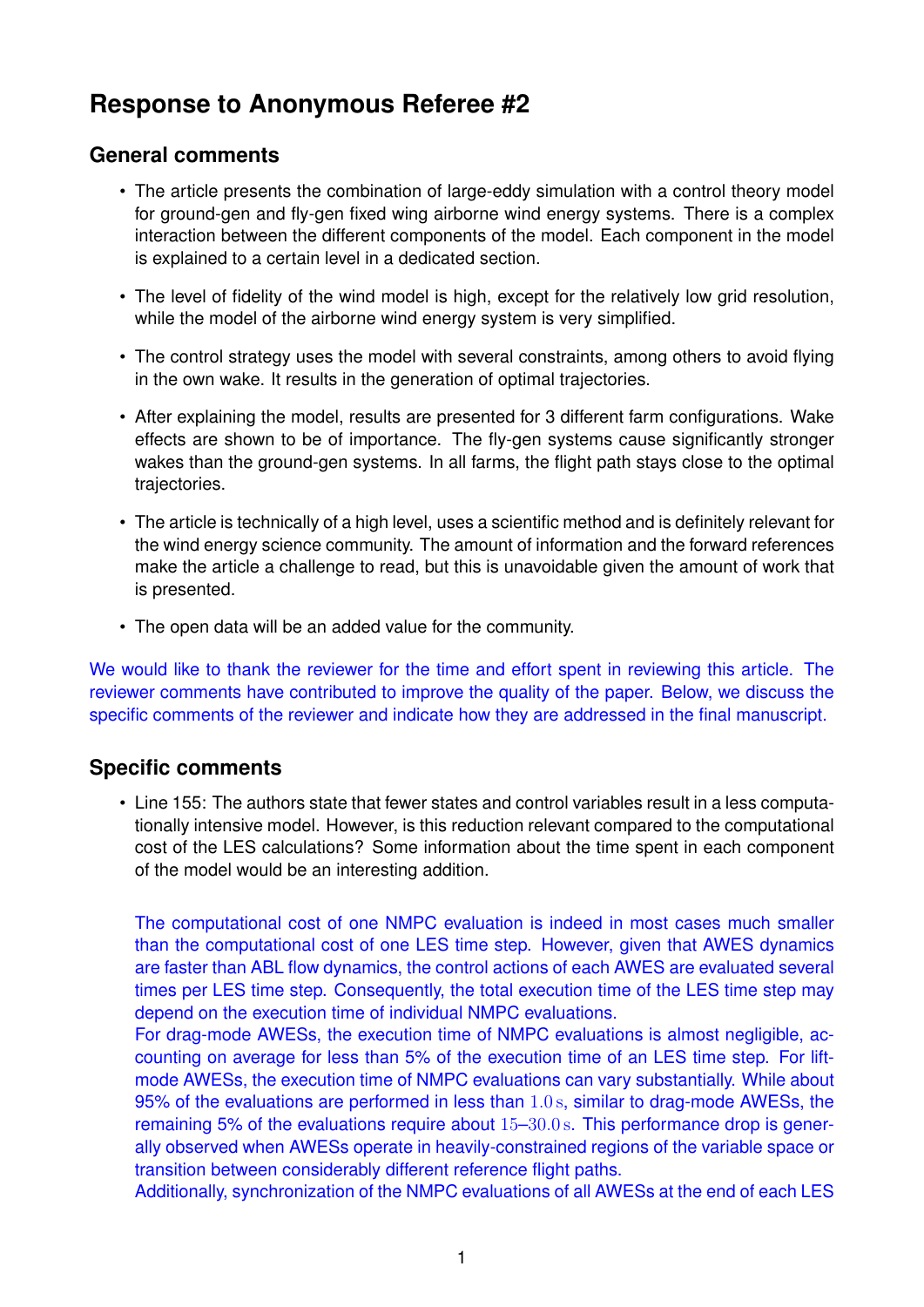# Response to Anonymous Referee #2

## General comments

- The article presents the combination of large-eddy simulation with a control theory model for ground-gen and fly-gen fixed wing airborne wind energy systems. There is a complex interaction between the different components of the model. Each component in the model is explained to a certain level in a dedicated section.
- The level of fidelity of the wind model is high, except for the relatively low grid resolution, while the model of the airborne wind energy system is very simplified.
- The control strategy uses the model with several constraints, among others to avoid flying in the own wake. It results in the generation of optimal trajectories.
- After explaining the model, results are presented for 3 different farm configurations. Wake effects are shown to be of importance. The fly-gen systems cause significantly stronger wakes than the ground-gen systems. In all farms, the flight path stays close to the optimal trajectories.
- The article is technically of a high level, uses a scientific method and is definitely relevant for the wind energy science community. The amount of information and the forward references make the article a challenge to read, but this is unavoidable given the amount of work that is presented.
- The open data will be an added value for the community.

We would like to thank the reviewer for the time and effort spent in reviewing this article. The reviewer comments have contributed to improve the quality of the paper. Below, we discuss the specific comments of the reviewer and indicate how they are addressed in the final manuscript.

## Specific comments

- Line 155: The authors state that fewer states and control variables result in a less computationally intensive model. However, is this reduction relevant compared to the computational cost of the LES calculations? Some information about the time spent in each component of the model would be an interesting addition.

  The computational cost of one NMPC evaluation is indeed in most cases much smaller than the computational cost of one LES time step. However, given that AWES dynamics are faster than ABL flow dynamics, the control actions of each AWES are evaluated several times per LES time step. Consequently, the total execution time of the LES time step may depend on the execution time of individual NMPC evaluations.
  For drag-mode AWESs, the execution time of NMPC evaluations is almost negligible, accounting on average for less than 5% of the execution time of an LES time step. For lift-mode AWESs, the execution time of NMPC evaluations can vary substantially. While about 95% of the evaluations are performed in less than $1.0\,\mathrm{s}$, similar to drag-mode AWESs, the remaining 5% of the evaluations require about $15$–$30.0\,\mathrm{s}$. This performance drop is generally observed when AWESs operate in heavily-constrained regions of the variable space or transition between considerably different reference flight paths.
  Additionally, synchronization of the NMPC evaluations of all AWESs at the end of each LES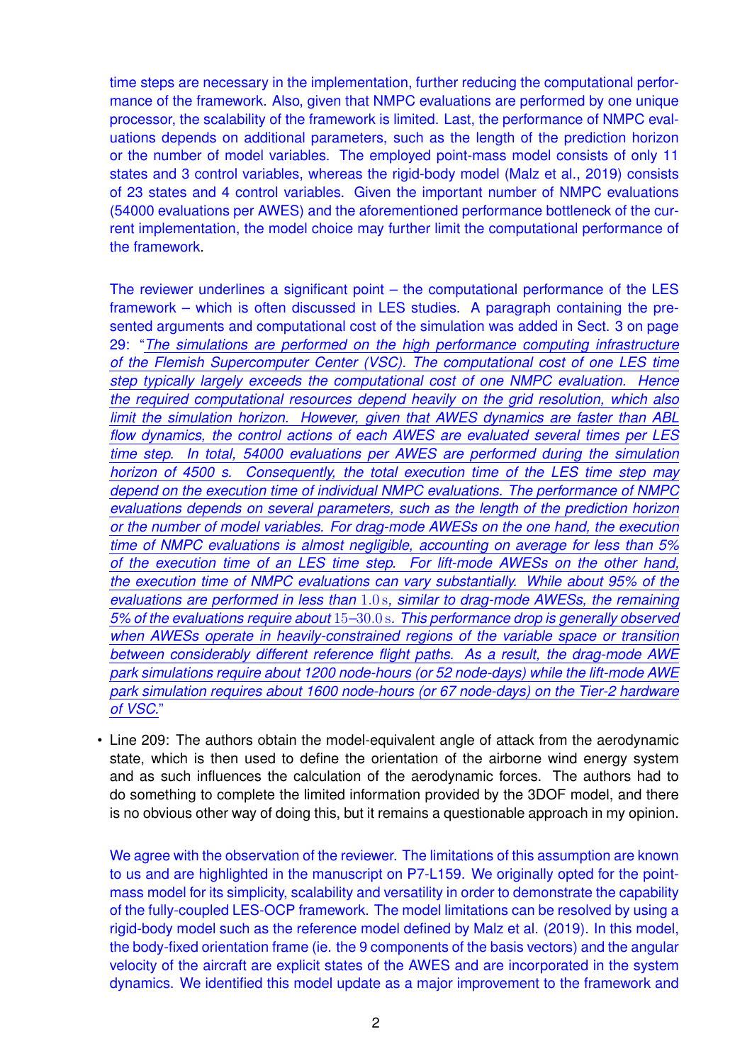time steps are necessary in the implementation, further reducing the computational performance of the framework. Also, given that NMPC evaluations are performed by one unique processor, the scalability of the framework is limited. Last, the performance of NMPC evaluations depends on additional parameters, such as the length of the prediction horizon or the number of model variables. The employed point-mass model consists of only 11 states and 3 control variables, whereas the rigid-body model (Malz et al., 2019) consists of 23 states and 4 control variables. Given the important number of NMPC evaluations (54000 evaluations per AWES) and the aforementioned performance bottleneck of the current implementation, the model choice may further limit the computational performance of the framework.

The reviewer underlines a significant point – the computational performance of the LES framework – which is often discussed in LES studies. A paragraph containing the presented arguments and computational cost of the simulation was added in Sect. 3 on page 29: "*The simulations are performed on the high performance computing infrastructure of the Flemish Supercomputer Center (VSC). The computational cost of one LES time step typically largely exceeds the computational cost of one NMPC evaluation. Hence the required computational resources depend heavily on the grid resolution, which also limit the simulation horizon. However, given that AWES dynamics are faster than ABL flow dynamics, the control actions of each AWES are evaluated several times per LES time step. In total, 54000 evaluations per AWES are performed during the simulation horizon of 4500 s. Consequently, the total execution time of the LES time step may depend on the execution time of individual NMPC evaluations. The performance of NMPC evaluations depends on several parameters, such as the length of the prediction horizon or the number of model variables. For drag-mode AWESs on the one hand, the execution time of NMPC evaluations is almost negligible, accounting on average for less than 5% of the execution time of an LES time step. For lift-mode AWESs on the other hand, the execution time of NMPC evaluations can vary substantially. While about 95% of the evaluations are performed in less than $1.0\,\mathrm{s}$, similar to drag-mode AWESs, the remaining 5% of the evaluations require about $15$–$30.0\,\mathrm{s}$. This performance drop is generally observed when AWESs operate in heavily-constrained regions of the variable space or transition between considerably different reference flight paths. As a result, the drag-mode AWE park simulations require about 1200 node-hours (or 52 node-days) while the lift-mode AWE park simulation requires about 1600 node-hours (or 67 node-days) on the Tier-2 hardware of VSC.*"

- Line 209: The authors obtain the model-equivalent angle of attack from the aerodynamic state, which is then used to define the orientation of the airborne wind energy system and as such influences the calculation of the aerodynamic forces. The authors had to do something to complete the limited information provided by the 3DOF model, and there is no obvious other way of doing this, but it remains a questionable approach in my opinion.

  We agree with the observation of the reviewer. The limitations of this assumption are known to us and are highlighted in the manuscript on P7-L159. We originally opted for the point-mass model for its simplicity, scalability and versatility in order to demonstrate the capability of the fully-coupled LES-OCP framework. The model limitations can be resolved by using a rigid-body model such as the reference model defined by Malz et al. (2019). In this model, the body-fixed orientation frame (ie. the 9 components of the basis vectors) and the angular velocity of the aircraft are explicit states of the AWES and are incorporated in the system dynamics. We identified this model update as a major improvement to the framework and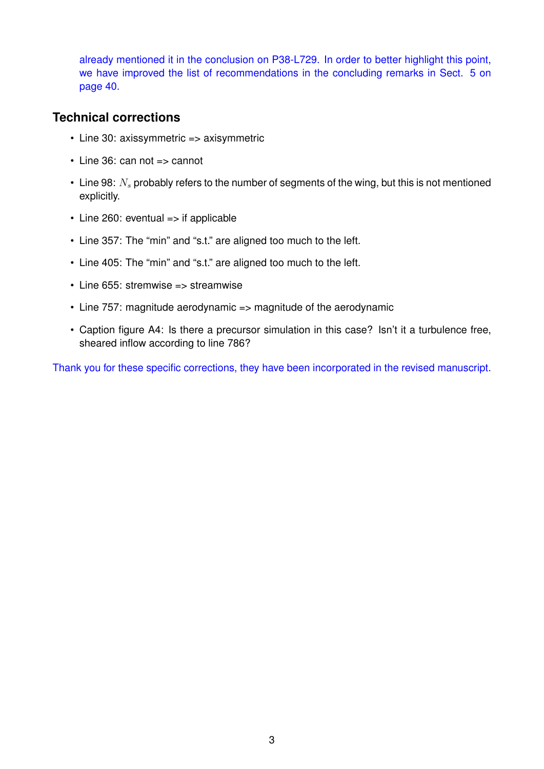already mentioned it in the conclusion on P38-L729. In order to better highlight this point, we have improved the list of recommendations in the concluding remarks in Sect. 5 on page 40.

## Technical corrections

- Line 30: axissymmetric => axisymmetric
- Line 36: can not => cannot
- Line 98: $N_s$ probably refers to the number of segments of the wing, but this is not mentioned explicitly.
- Line 260: eventual => if applicable
- Line 357: The "min" and "s.t." are aligned too much to the left.
- Line 405: The "min" and "s.t." are aligned too much to the left.
- Line 655: stremwise => streamwise
- Line 757: magnitude aerodynamic => magnitude of the aerodynamic
- Caption figure A4: Is there a precursor simulation in this case? Isn't it a turbulence free, sheared inflow according to line 786?

Thank you for these specific corrections, they have been incorporated in the revised manuscript.